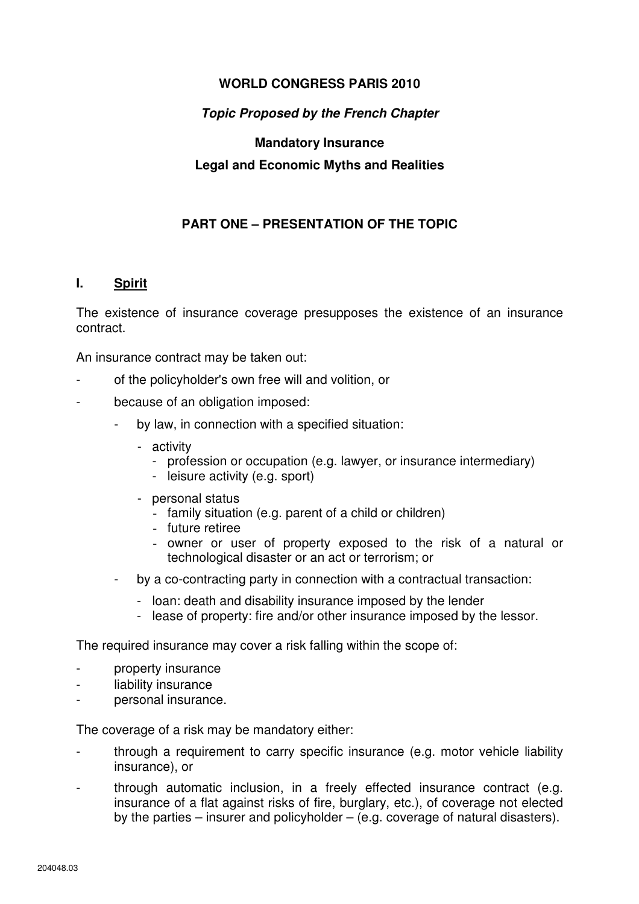**WORLD CONGRESS PARIS 2010**

***Topic Proposed by the French Chapter***

**Mandatory Insurance**

**Legal and Economic Myths and Realities**

# PART ONE – PRESENTATION OF THE TOPIC

## I. Spirit

The existence of insurance coverage presupposes the existence of an insurance contract.

An insurance contract may be taken out:

- of the policyholder's own free will and volition, or
- because of an obligation imposed:
  - by law, in connection with a specified situation:
    - activity
      - profession or occupation (e.g. lawyer, or insurance intermediary)
      - leisure activity (e.g. sport)
    - personal status
      - family situation (e.g. parent of a child or children)
      - future retiree
      - owner or user of property exposed to the risk of a natural or technological disaster or an act or terrorism; or
  - by a co-contracting party in connection with a contractual transaction:
    - loan: death and disability insurance imposed by the lender
    - lease of property: fire and/or other insurance imposed by the lessor.

The required insurance may cover a risk falling within the scope of:

- property insurance
- liability insurance
- personal insurance.

The coverage of a risk may be mandatory either:

- through a requirement to carry specific insurance (e.g. motor vehicle liability insurance), or
- through automatic inclusion, in a freely effected insurance contract (e.g. insurance of a flat against risks of fire, burglary, etc.), of coverage not elected by the parties – insurer and policyholder – (e.g. coverage of natural disasters).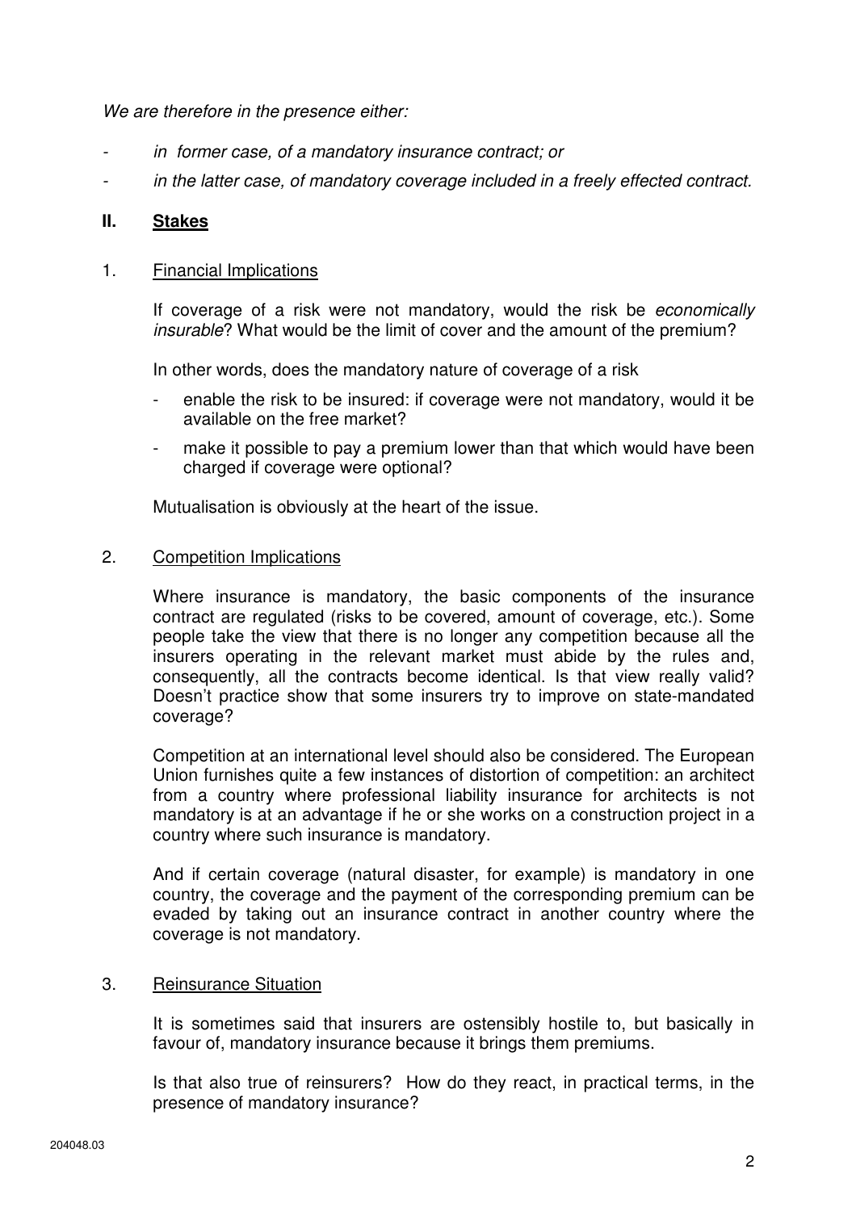*We are therefore in the presence either:*

- *in former case, of a mandatory insurance contract; or*
- *in the latter case, of mandatory coverage included in a freely effected contract.*

## II. <u>Stakes</u>

### 1. <u>Financial Implications</u>

If coverage of a risk were not mandatory, would the risk be *economically insurable*? What would be the limit of cover and the amount of the premium?

In other words, does the mandatory nature of coverage of a risk

- enable the risk to be insured: if coverage were not mandatory, would it be available on the free market?
- make it possible to pay a premium lower than that which would have been charged if coverage were optional?

Mutualisation is obviously at the heart of the issue.

### 2. <u>Competition Implications</u>

Where insurance is mandatory, the basic components of the insurance contract are regulated (risks to be covered, amount of coverage, etc.). Some people take the view that there is no longer any competition because all the insurers operating in the relevant market must abide by the rules and, consequently, all the contracts become identical. Is that view really valid? Doesn't practice show that some insurers try to improve on state-mandated coverage?

Competition at an international level should also be considered. The European Union furnishes quite a few instances of distortion of competition: an architect from a country where professional liability insurance for architects is not mandatory is at an advantage if he or she works on a construction project in a country where such insurance is mandatory.

And if certain coverage (natural disaster, for example) is mandatory in one country, the coverage and the payment of the corresponding premium can be evaded by taking out an insurance contract in another country where the coverage is not mandatory.

### 3. <u>Reinsurance Situation</u>

It is sometimes said that insurers are ostensibly hostile to, but basically in favour of, mandatory insurance because it brings them premiums.

Is that also true of reinsurers? How do they react, in practical terms, in the presence of mandatory insurance?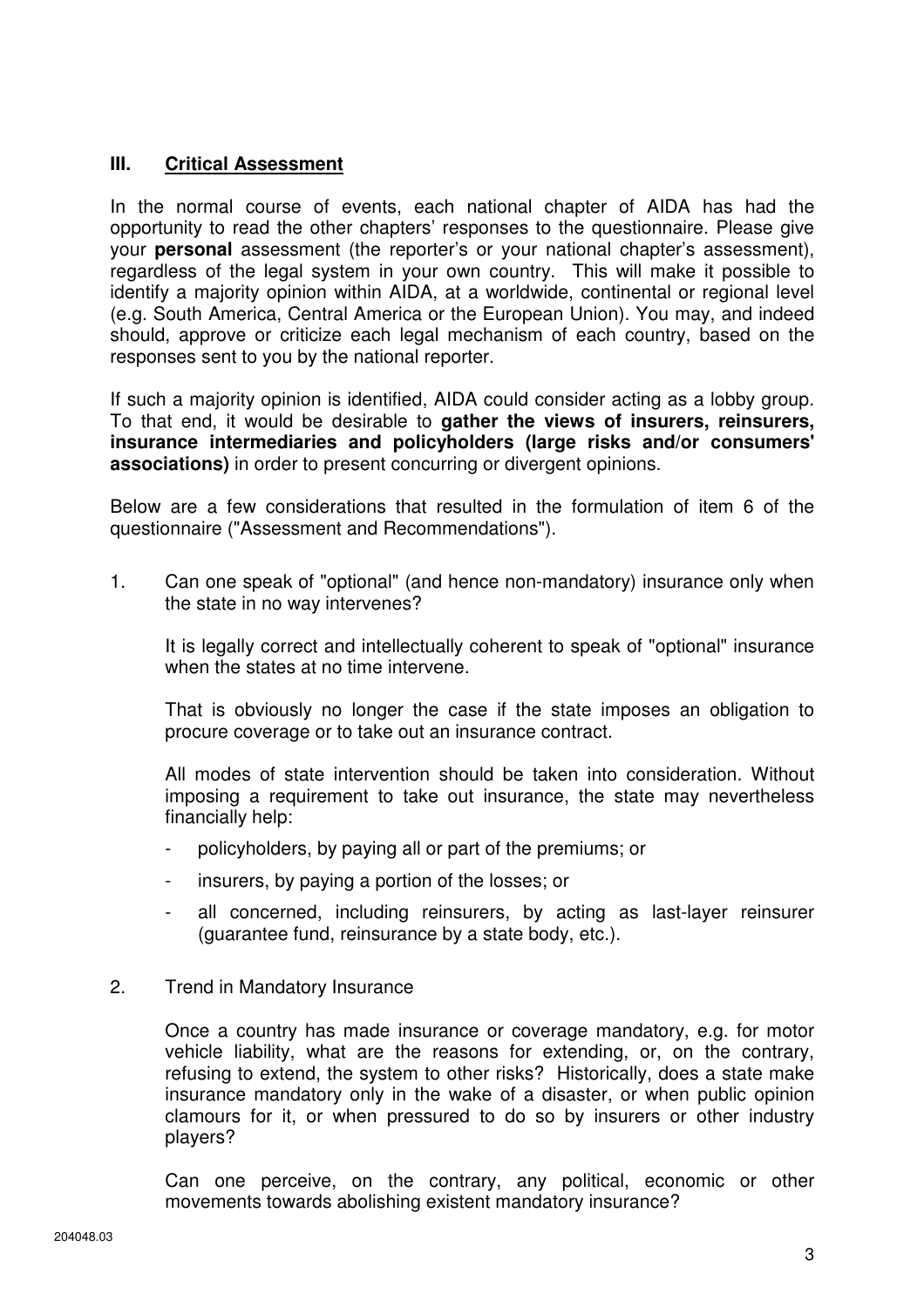## III. Critical Assessment

In the normal course of events, each national chapter of AIDA has had the opportunity to read the other chapters' responses to the questionnaire. Please give your **personal** assessment (the reporter's or your national chapter's assessment), regardless of the legal system in your own country. This will make it possible to identify a majority opinion within AIDA, at a worldwide, continental or regional level (e.g. South America, Central America or the European Union). You may, and indeed should, approve or criticize each legal mechanism of each country, based on the responses sent to you by the national reporter.

If such a majority opinion is identified, AIDA could consider acting as a lobby group. To that end, it would be desirable to **gather the views of insurers, reinsurers, insurance intermediaries and policyholders (large risks and/or consumers' associations)** in order to present concurring or divergent opinions.

Below are a few considerations that resulted in the formulation of item 6 of the questionnaire ("Assessment and Recommendations").

1. Can one speak of "optional" (and hence non-mandatory) insurance only when the state in no way intervenes?

   It is legally correct and intellectually coherent to speak of "optional" insurance when the states at no time intervene.

   That is obviously no longer the case if the state imposes an obligation to procure coverage or to take out an insurance contract.

   All modes of state intervention should be taken into consideration. Without imposing a requirement to take out insurance, the state may nevertheless financially help:

   - policyholders, by paying all or part of the premiums; or
   - insurers, by paying a portion of the losses; or
   - all concerned, including reinsurers, by acting as last-layer reinsurer (guarantee fund, reinsurance by a state body, etc.).

2. Trend in Mandatory Insurance

   Once a country has made insurance or coverage mandatory, e.g. for motor vehicle liability, what are the reasons for extending, or, on the contrary, refusing to extend, the system to other risks? Historically, does a state make insurance mandatory only in the wake of a disaster, or when public opinion clamours for it, or when pressured to do so by insurers or other industry players?

   Can one perceive, on the contrary, any political, economic or other movements towards abolishing existent mandatory insurance?

204048.03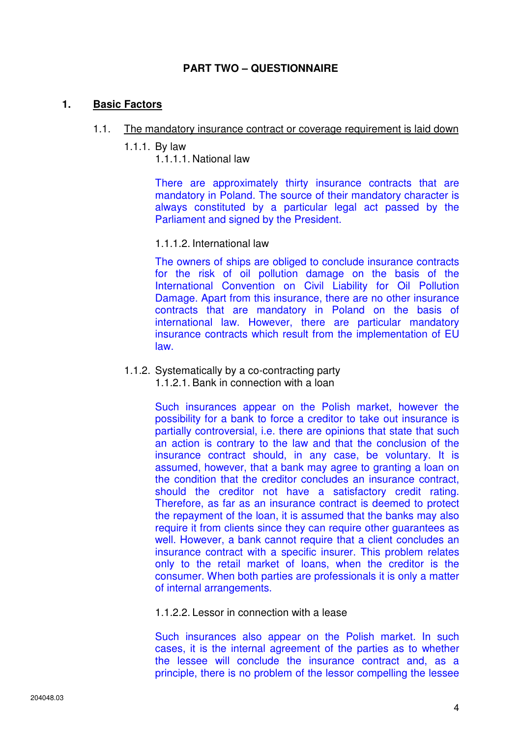## PART TWO – QUESTIONNAIRE

### 1. Basic Factors

#### 1.1. The mandatory insurance contract or coverage requirement is laid down

1.1.1. By law

1.1.1.1. National law

There are approximately thirty insurance contracts that are mandatory in Poland. The source of their mandatory character is always constituted by a particular legal act passed by the Parliament and signed by the President.

1.1.1.2. International law

The owners of ships are obliged to conclude insurance contracts for the risk of oil pollution damage on the basis of the International Convention on Civil Liability for Oil Pollution Damage. Apart from this insurance, there are no other insurance contracts that are mandatory in Poland on the basis of international law. However, there are particular mandatory insurance contracts which result from the implementation of EU law.

1.1.2. Systematically by a co-contracting party

1.1.2.1. Bank in connection with a loan

Such insurances appear on the Polish market, however the possibility for a bank to force a creditor to take out insurance is partially controversial, i.e. there are opinions that state that such an action is contrary to the law and that the conclusion of the insurance contract should, in any case, be voluntary. It is assumed, however, that a bank may agree to granting a loan on the condition that the creditor concludes an insurance contract, should the creditor not have a satisfactory credit rating. Therefore, as far as an insurance contract is deemed to protect the repayment of the loan, it is assumed that the banks may also require it from clients since they can require other guarantees as well. However, a bank cannot require that a client concludes an insurance contract with a specific insurer. This problem relates only to the retail market of loans, when the creditor is the consumer. When both parties are professionals it is only a matter of internal arrangements.

1.1.2.2. Lessor in connection with a lease

Such insurances also appear on the Polish market. In such cases, it is the internal agreement of the parties as to whether the lessee will conclude the insurance contract and, as a principle, there is no problem of the lessor compelling the lessee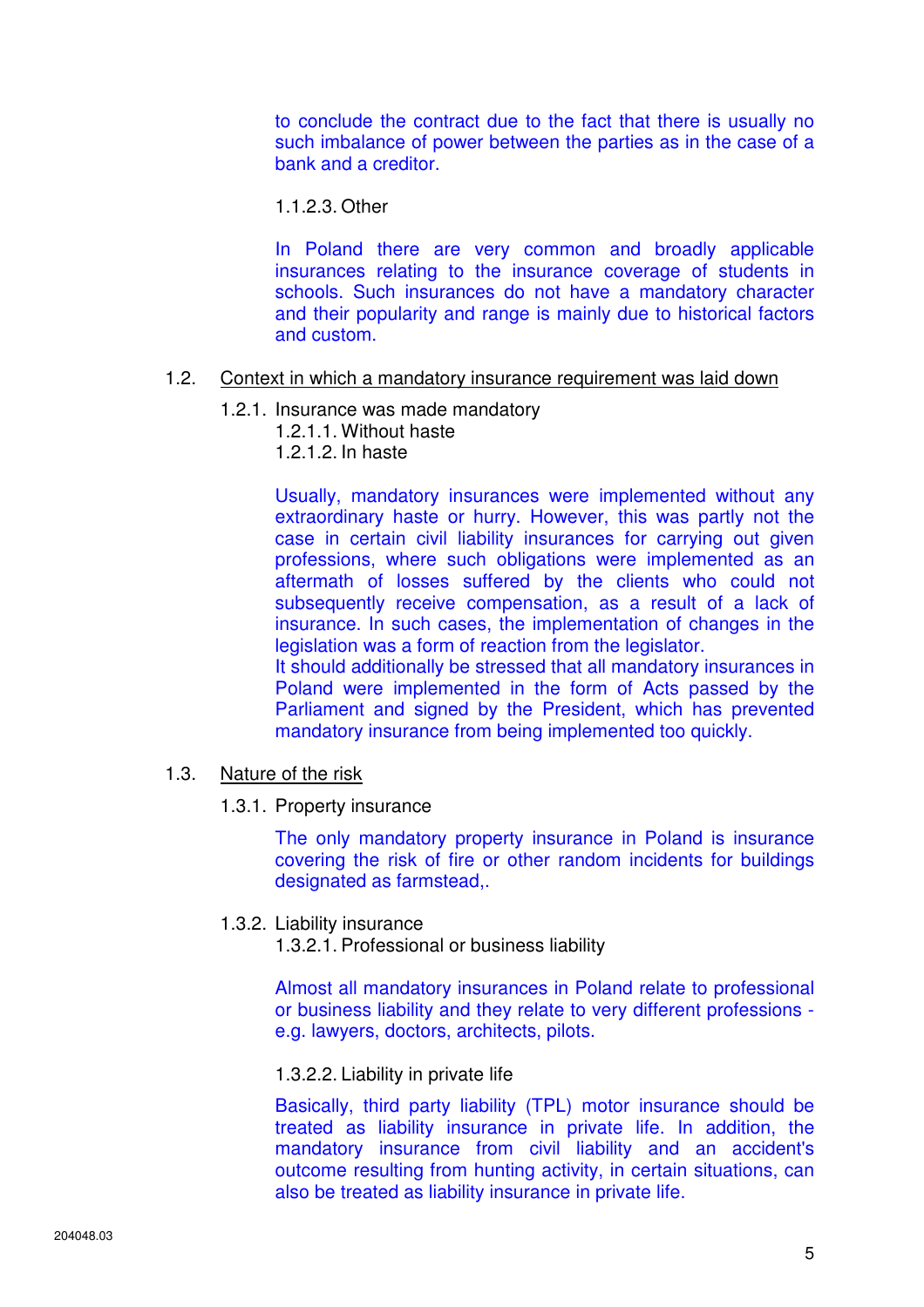to conclude the contract due to the fact that there is usually no such imbalance of power between the parties as in the case of a bank and a creditor.

1.1.2.3. Other

In Poland there are very common and broadly applicable insurances relating to the insurance coverage of students in schools. Such insurances do not have a mandatory character and their popularity and range is mainly due to historical factors and custom.

## 1.2. Context in which a mandatory insurance requirement was laid down

1.2.1. Insurance was made mandatory
1.2.1.1. Without haste
1.2.1.2. In haste

Usually, mandatory insurances were implemented without any extraordinary haste or hurry. However, this was partly not the case in certain civil liability insurances for carrying out given professions, where such obligations were implemented as an aftermath of losses suffered by the clients who could not subsequently receive compensation, as a result of a lack of insurance. In such cases, the implementation of changes in the legislation was a form of reaction from the legislator.
It should additionally be stressed that all mandatory insurances in Poland were implemented in the form of Acts passed by the Parliament and signed by the President, which has prevented mandatory insurance from being implemented too quickly.

## 1.3. Nature of the risk

1.3.1. Property insurance

The only mandatory property insurance in Poland is insurance covering the risk of fire or other random incidents for buildings designated as farmstead,.

1.3.2. Liability insurance
1.3.2.1. Professional or business liability

Almost all mandatory insurances in Poland relate to professional or business liability and they relate to very different professions - e.g. lawyers, doctors, architects, pilots.

1.3.2.2. Liability in private life

Basically, third party liability (TPL) motor insurance should be treated as liability insurance in private life. In addition, the mandatory insurance from civil liability and an accident's outcome resulting from hunting activity, in certain situations, can also be treated as liability insurance in private life.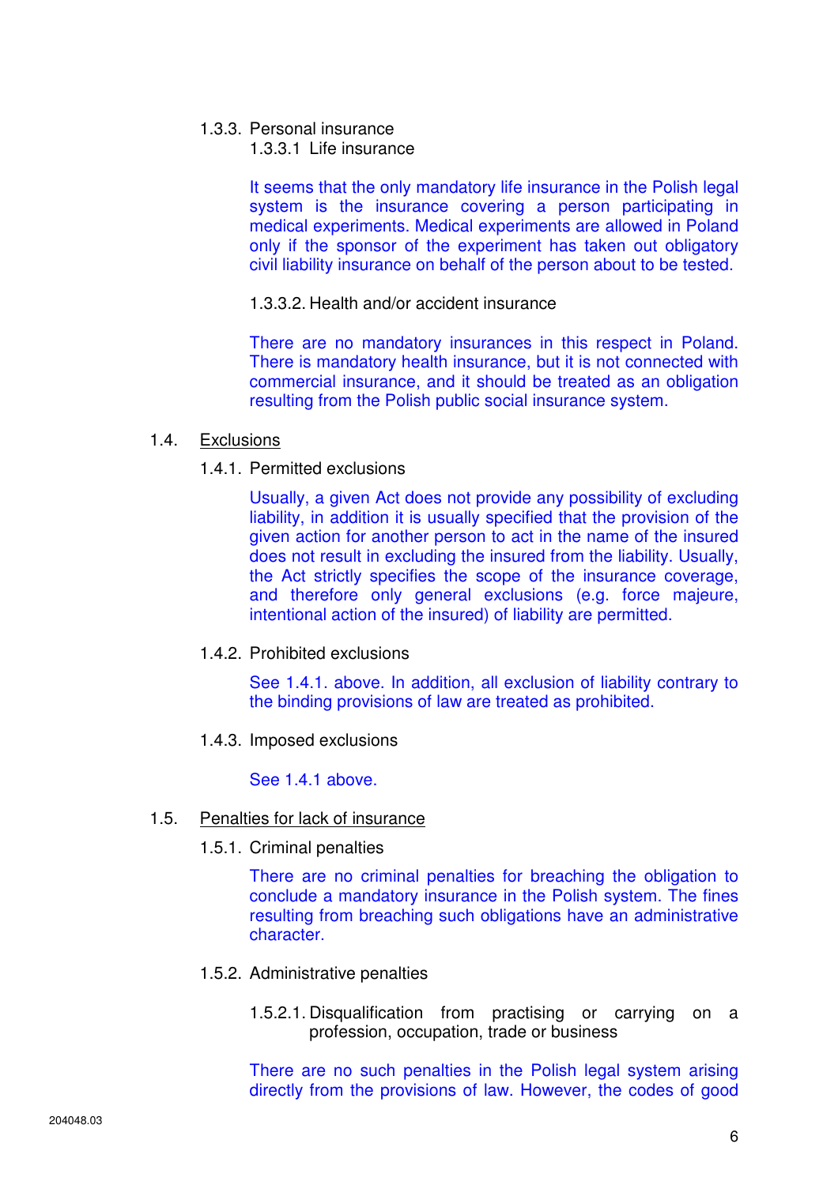1.3.3. Personal insurance

1.3.3.1 Life insurance

It seems that the only mandatory life insurance in the Polish legal system is the insurance covering a person participating in medical experiments. Medical experiments are allowed in Poland only if the sponsor of the experiment has taken out obligatory civil liability insurance on behalf of the person about to be tested.

1.3.3.2. Health and/or accident insurance

There are no mandatory insurances in this respect in Poland. There is mandatory health insurance, but it is not connected with commercial insurance, and it should be treated as an obligation resulting from the Polish public social insurance system.

## 1.4. Exclusions

### 1.4.1. Permitted exclusions

Usually, a given Act does not provide any possibility of excluding liability, in addition it is usually specified that the provision of the given action for another person to act in the name of the insured does not result in excluding the insured from the liability. Usually, the Act strictly specifies the scope of the insurance coverage, and therefore only general exclusions (e.g. force majeure, intentional action of the insured) of liability are permitted.

### 1.4.2. Prohibited exclusions

See 1.4.1. above. In addition, all exclusion of liability contrary to the binding provisions of law are treated as prohibited.

### 1.4.3. Imposed exclusions

See 1.4.1 above.

## 1.5. Penalties for lack of insurance

### 1.5.1. Criminal penalties

There are no criminal penalties for breaching the obligation to conclude a mandatory insurance in the Polish system. The fines resulting from breaching such obligations have an administrative character.

### 1.5.2. Administrative penalties

1.5.2.1. Disqualification from practising or carrying on a profession, occupation, trade or business

There are no such penalties in the Polish legal system arising directly from the provisions of law. However, the codes of good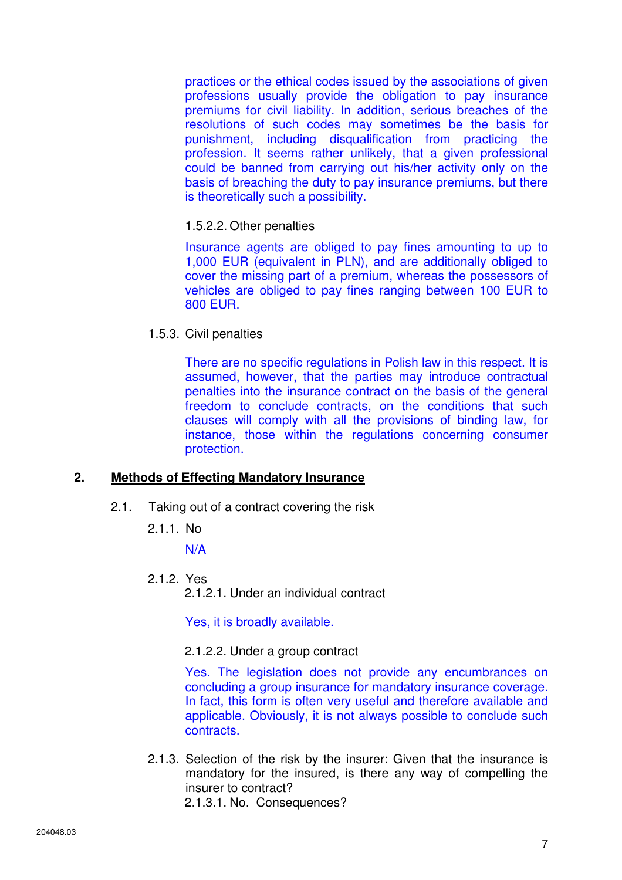practices or the ethical codes issued by the associations of given professions usually provide the obligation to pay insurance premiums for civil liability. In addition, serious breaches of the resolutions of such codes may sometimes be the basis for punishment, including disqualification from practicing the profession. It seems rather unlikely, that a given professional could be banned from carrying out his/her activity only on the basis of breaching the duty to pay insurance premiums, but there is theoretically such a possibility.

1.5.2.2. Other penalties

Insurance agents are obliged to pay fines amounting to up to 1,000 EUR (equivalent in PLN), and are additionally obliged to cover the missing part of a premium, whereas the possessors of vehicles are obliged to pay fines ranging between 100 EUR to 800 EUR.

1.5.3. Civil penalties

There are no specific regulations in Polish law in this respect. It is assumed, however, that the parties may introduce contractual penalties into the insurance contract on the basis of the general freedom to conclude contracts, on the conditions that such clauses will comply with all the provisions of binding law, for instance, those within the regulations concerning consumer protection.

## 2. Methods of Effecting Mandatory Insurance

### 2.1. Taking out of a contract covering the risk

2.1.1. No

N/A

2.1.2. Yes

2.1.2.1. Under an individual contract

Yes, it is broadly available.

2.1.2.2. Under a group contract

Yes. The legislation does not provide any encumbrances on concluding a group insurance for mandatory insurance coverage. In fact, this form is often very useful and therefore available and applicable. Obviously, it is not always possible to conclude such contracts.

2.1.3. Selection of the risk by the insurer: Given that the insurance is mandatory for the insured, is there any way of compelling the insurer to contract?

2.1.3.1. No. Consequences?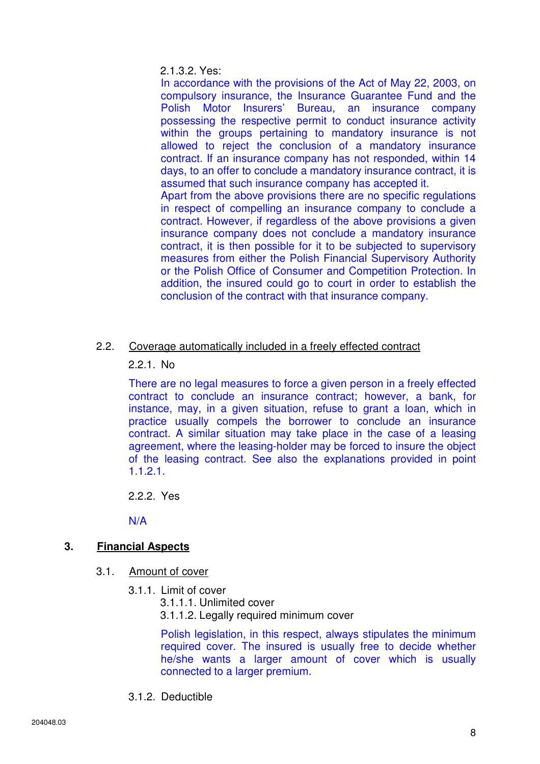2.1.3.2. Yes:

In accordance with the provisions of the Act of May 22, 2003, on compulsory insurance, the Insurance Guarantee Fund and the Polish Motor Insurers' Bureau, an insurance company possessing the respective permit to conduct insurance activity within the groups pertaining to mandatory insurance is not allowed to reject the conclusion of a mandatory insurance contract. If an insurance company has not responded, within 14 days, to an offer to conclude a mandatory insurance contract, it is assumed that such insurance company has accepted it.

Apart from the above provisions there are no specific regulations in respect of compelling an insurance company to conclude a contract. However, if regardless of the above provisions a given insurance company does not conclude a mandatory insurance contract, it is then possible for it to be subjected to supervisory measures from either the Polish Financial Supervisory Authority or the Polish Office of Consumer and Competition Protection. In addition, the insured could go to court in order to establish the conclusion of the contract with that insurance company.

2.2. Coverage automatically included in a freely effected contract

2.2.1. No

There are no legal measures to force a given person in a freely effected contract to conclude an insurance contract; however, a bank, for instance, may, in a given situation, refuse to grant a loan, which in practice usually compels the borrower to conclude an insurance contract. A similar situation may take place in the case of a leasing agreement, where the leasing-holder may be forced to insure the object of the leasing contract. See also the explanations provided in point 1.1.2.1.

2.2.2. Yes

N/A

## 3. Financial Aspects

3.1. Amount of cover

3.1.1. Limit of cover

3.1.1.1. Unlimited cover

3.1.1.2. Legally required minimum cover

Polish legislation, in this respect, always stipulates the minimum required cover. The insured is usually free to decide whether he/she wants a larger amount of cover which is usually connected to a larger premium.

3.1.2. Deductible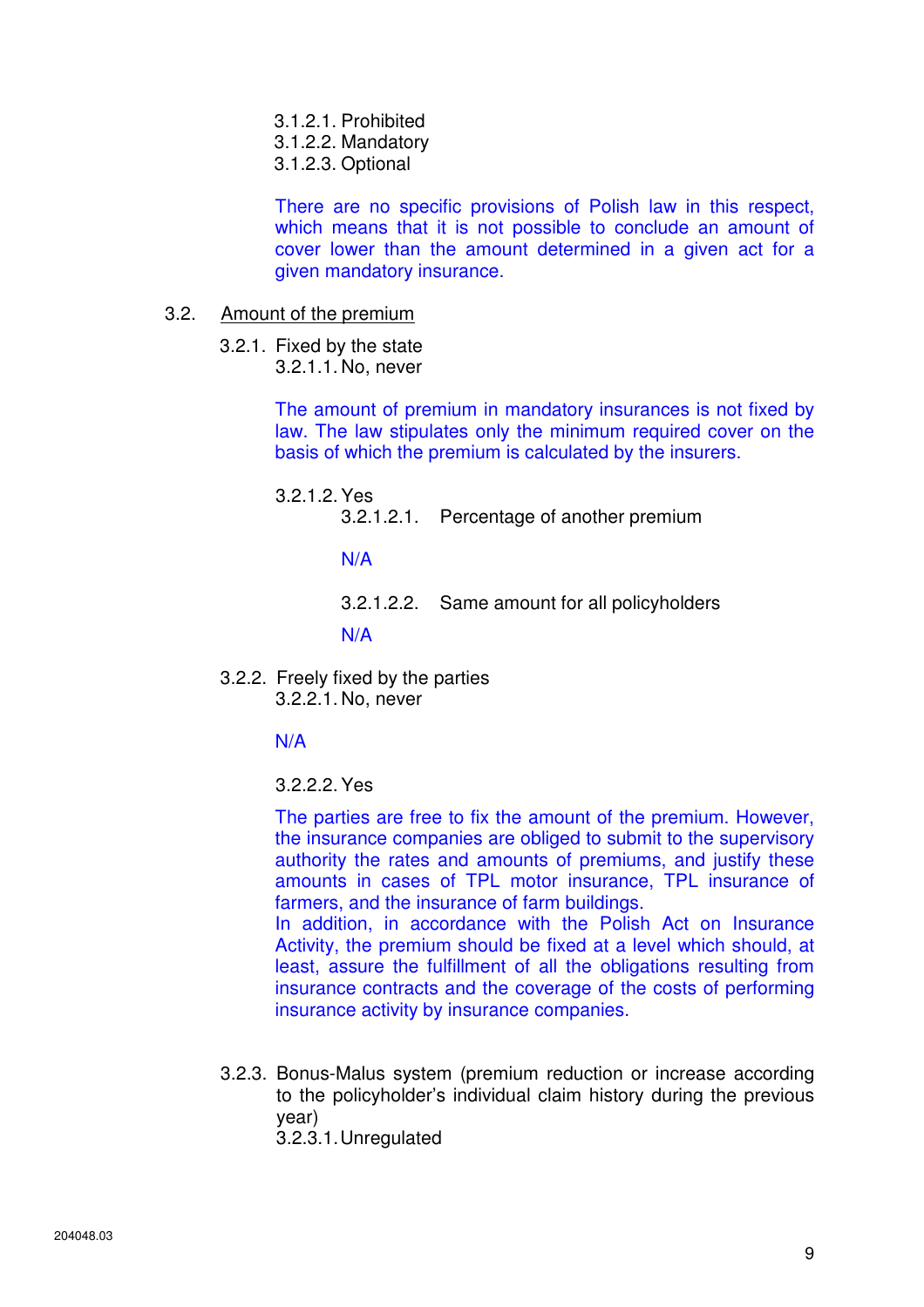3.1.2.1. Prohibited
3.1.2.2. Mandatory
3.1.2.3. Optional

There are no specific provisions of Polish law in this respect, which means that it is not possible to conclude an amount of cover lower than the amount determined in a given act for a given mandatory insurance.

3.2. Amount of the premium

3.2.1. Fixed by the state
3.2.1.1. No, never

The amount of premium in mandatory insurances is not fixed by law. The law stipulates only the minimum required cover on the basis of which the premium is calculated by the insurers.

3.2.1.2. Yes
3.2.1.2.1. Percentage of another premium

N/A

3.2.1.2.2. Same amount for all policyholders

N/A

3.2.2. Freely fixed by the parties
3.2.2.1. No, never

N/A

3.2.2.2. Yes

The parties are free to fix the amount of the premium. However, the insurance companies are obliged to submit to the supervisory authority the rates and amounts of premiums, and justify these amounts in cases of TPL motor insurance, TPL insurance of farmers, and the insurance of farm buildings.
In addition, in accordance with the Polish Act on Insurance Activity, the premium should be fixed at a level which should, at least, assure the fulfillment of all the obligations resulting from insurance contracts and the coverage of the costs of performing insurance activity by insurance companies.

3.2.3. Bonus-Malus system (premium reduction or increase according to the policyholder's individual claim history during the previous year)
3.2.3.1. Unregulated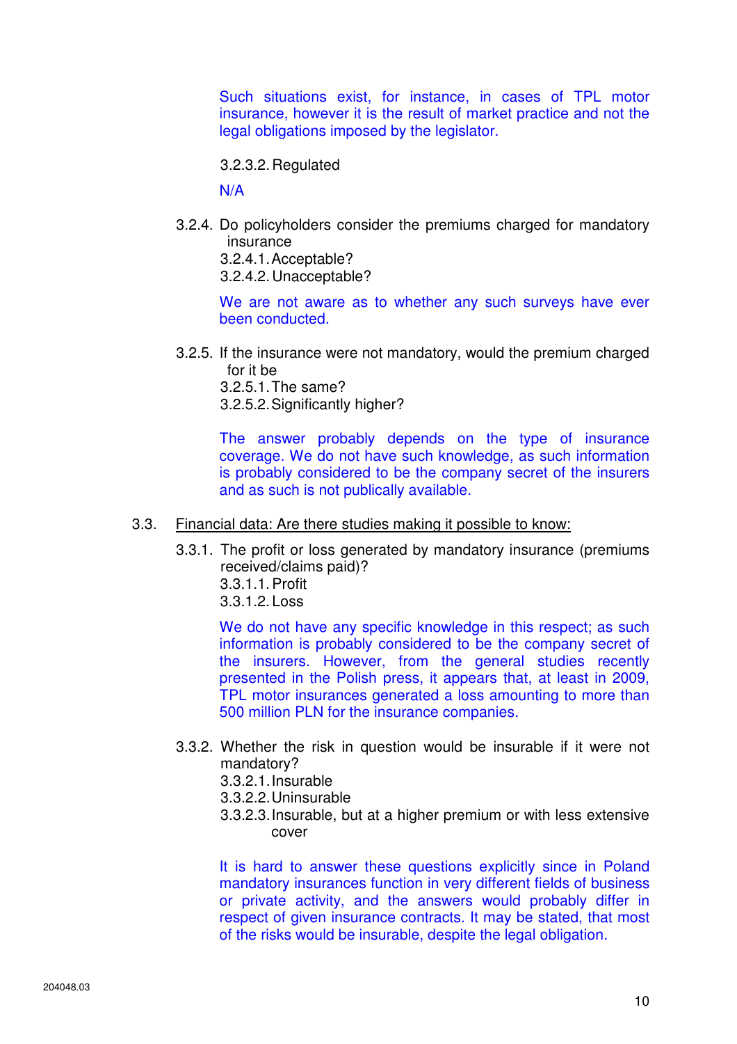Such situations exist, for instance, in cases of TPL motor insurance, however it is the result of market practice and not the legal obligations imposed by the legislator.

3.2.3.2. Regulated

N/A

3.2.4. Do policyholders consider the premiums charged for mandatory insurance

3.2.4.1. Acceptable?

3.2.4.2. Unacceptable?

We are not aware as to whether any such surveys have ever been conducted.

3.2.5. If the insurance were not mandatory, would the premium charged for it be

3.2.5.1. The same?

3.2.5.2. Significantly higher?

The answer probably depends on the type of insurance coverage. We do not have such knowledge, as such information is probably considered to be the company secret of the insurers and as such is not publically available.

3.3. <u>Financial data: Are there studies making it possible to know:</u>

3.3.1. The profit or loss generated by mandatory insurance (premiums received/claims paid)?

3.3.1.1. Profit

3.3.1.2. Loss

We do not have any specific knowledge in this respect; as such information is probably considered to be the company secret of the insurers. However, from the general studies recently presented in the Polish press, it appears that, at least in 2009, TPL motor insurances generated a loss amounting to more than 500 million PLN for the insurance companies.

3.3.2. Whether the risk in question would be insurable if it were not mandatory?

3.3.2.1. Insurable

3.3.2.2. Uninsurable

3.3.2.3. Insurable, but at a higher premium or with less extensive cover

It is hard to answer these questions explicitly since in Poland mandatory insurances function in very different fields of business or private activity, and the answers would probably differ in respect of given insurance contracts. It may be stated, that most of the risks would be insurable, despite the legal obligation.

204048.03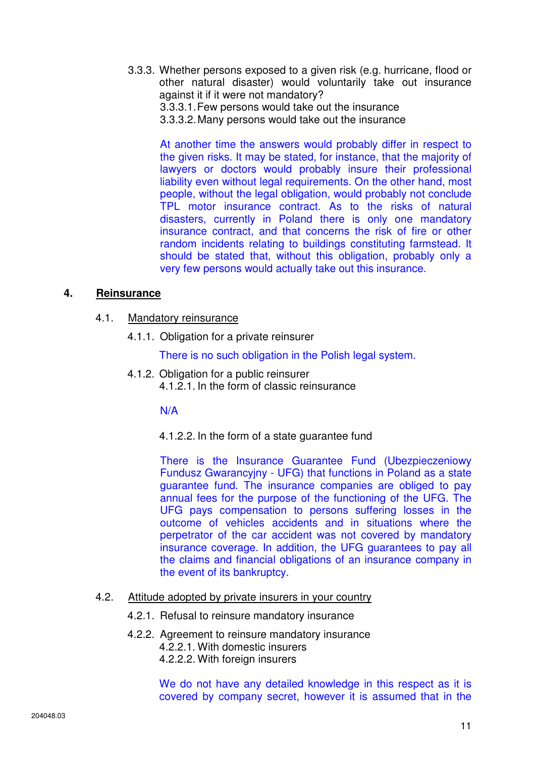3.3.3. Whether persons exposed to a given risk (e.g. hurricane, flood or other natural disaster) would voluntarily take out insurance against it if it were not mandatory?

3.3.3.1. Few persons would take out the insurance

3.3.3.2. Many persons would take out the insurance

At another time the answers would probably differ in respect to the given risks. It may be stated, for instance, that the majority of lawyers or doctors would probably insure their professional liability even without legal requirements. On the other hand, most people, without the legal obligation, would probably not conclude TPL motor insurance contract. As to the risks of natural disasters, currently in Poland there is only one mandatory insurance contract, and that concerns the risk of fire or other random incidents relating to buildings constituting farmstead. It should be stated that, without this obligation, probably only a very few persons would actually take out this insurance.

## 4. Reinsurance

### 4.1. Mandatory reinsurance

4.1.1. Obligation for a private reinsurer

There is no such obligation in the Polish legal system.

4.1.2. Obligation for a public reinsurer

4.1.2.1. In the form of classic reinsurance

N/A

4.1.2.2. In the form of a state guarantee fund

There is the Insurance Guarantee Fund (Ubezpieczeniowy Fundusz Gwarancyjny - UFG) that functions in Poland as a state guarantee fund. The insurance companies are obliged to pay annual fees for the purpose of the functioning of the UFG. The UFG pays compensation to persons suffering losses in the outcome of vehicles accidents and in situations where the perpetrator of the car accident was not covered by mandatory insurance coverage. In addition, the UFG guarantees to pay all the claims and financial obligations of an insurance company in the event of its bankruptcy.

### 4.2. Attitude adopted by private insurers in your country

4.2.1. Refusal to reinsure mandatory insurance

4.2.2. Agreement to reinsure mandatory insurance

4.2.2.1. With domestic insurers

4.2.2.2. With foreign insurers

We do not have any detailed knowledge in this respect as it is covered by company secret, however it is assumed that in the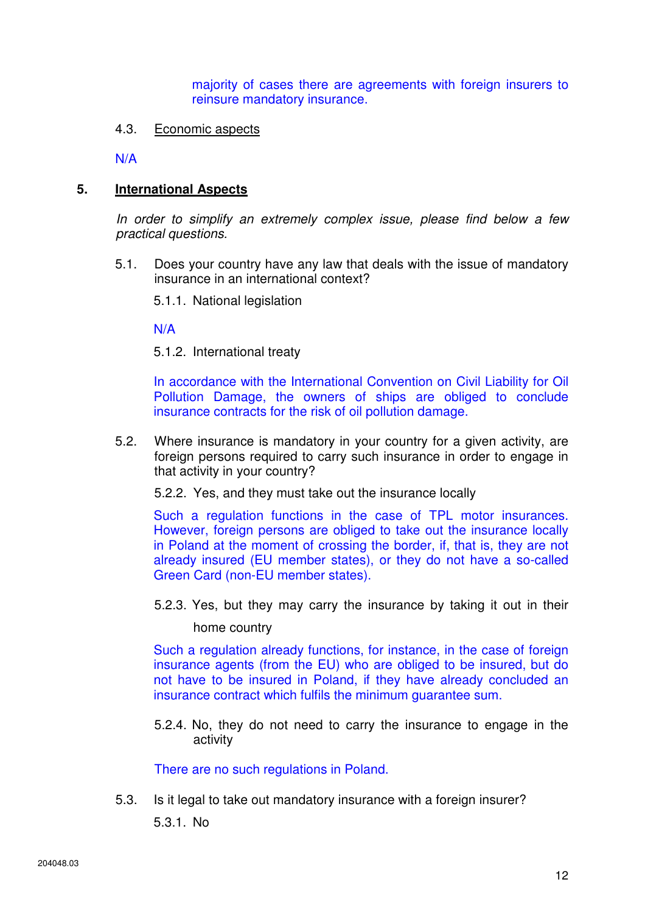majority of cases there are agreements with foreign insurers to reinsure mandatory insurance.

4.3. Economic aspects

N/A

## 5. International Aspects

*In order to simplify an extremely complex issue, please find below a few practical questions.*

5.1. Does your country have any law that deals with the issue of mandatory insurance in an international context?

5.1.1. National legislation

N/A

5.1.2. International treaty

In accordance with the International Convention on Civil Liability for Oil Pollution Damage, the owners of ships are obliged to conclude insurance contracts for the risk of oil pollution damage.

5.2. Where insurance is mandatory in your country for a given activity, are foreign persons required to carry such insurance in order to engage in that activity in your country?

5.2.2. Yes, and they must take out the insurance locally

Such a regulation functions in the case of TPL motor insurances. However, foreign persons are obliged to take out the insurance locally in Poland at the moment of crossing the border, if, that is, they are not already insured (EU member states), or they do not have a so-called Green Card (non-EU member states).

5.2.3. Yes, but they may carry the insurance by taking it out in their home country

Such a regulation already functions, for instance, in the case of foreign insurance agents (from the EU) who are obliged to be insured, but do not have to be insured in Poland, if they have already concluded an insurance contract which fulfils the minimum guarantee sum.

5.2.4. No, they do not need to carry the insurance to engage in the activity

There are no such regulations in Poland.

5.3. Is it legal to take out mandatory insurance with a foreign insurer?

5.3.1. No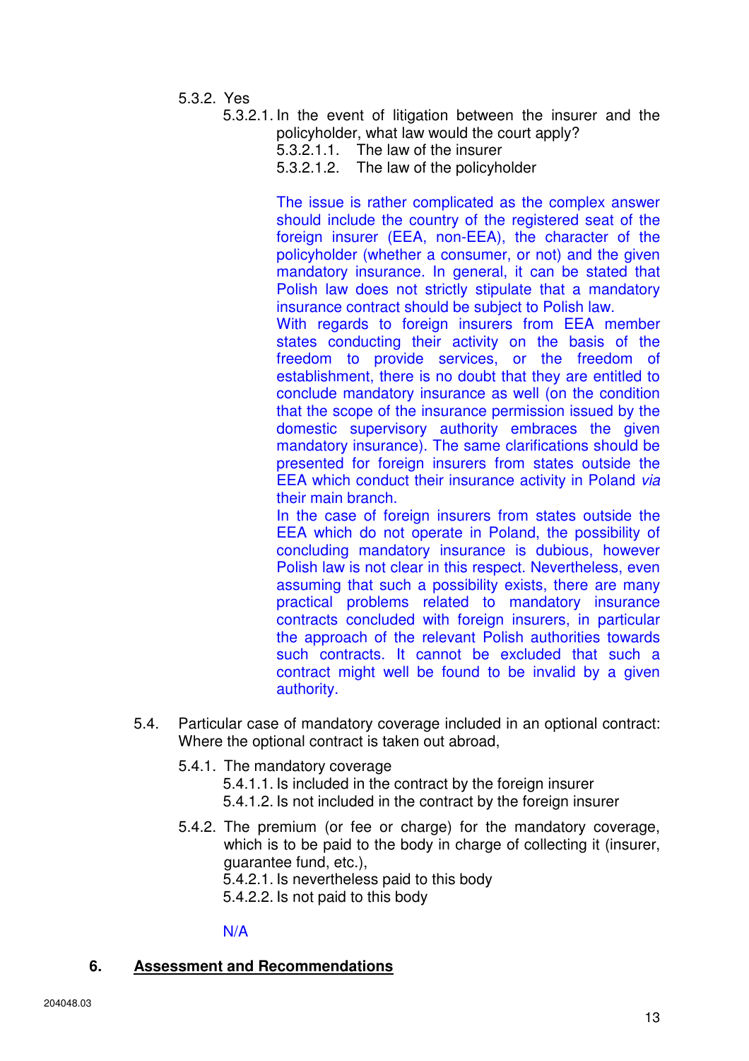5.3.2. Yes

5.3.2.1. In the event of litigation between the insurer and the policyholder, what law would the court apply?

5.3.2.1.1. The law of the insurer

5.3.2.1.2. The law of the policyholder

The issue is rather complicated as the complex answer should include the country of the registered seat of the foreign insurer (EEA, non-EEA), the character of the policyholder (whether a consumer, or not) and the given mandatory insurance. In general, it can be stated that Polish law does not strictly stipulate that a mandatory insurance contract should be subject to Polish law.

With regards to foreign insurers from EEA member states conducting their activity on the basis of the freedom to provide services, or the freedom of establishment, there is no doubt that they are entitled to conclude mandatory insurance as well (on the condition that the scope of the insurance permission issued by the domestic supervisory authority embraces the given mandatory insurance). The same clarifications should be presented for foreign insurers from states outside the EEA which conduct their insurance activity in Poland *via* their main branch.

In the case of foreign insurers from states outside the EEA which do not operate in Poland, the possibility of concluding mandatory insurance is dubious, however Polish law is not clear in this respect. Nevertheless, even assuming that such a possibility exists, there are many practical problems related to mandatory insurance contracts concluded with foreign insurers, in particular the approach of the relevant Polish authorities towards such contracts. It cannot be excluded that such a contract might well be found to be invalid by a given authority.

5.4. Particular case of mandatory coverage included in an optional contract: Where the optional contract is taken out abroad,

5.4.1. The mandatory coverage

5.4.1.1. Is included in the contract by the foreign insurer

5.4.1.2. Is not included in the contract by the foreign insurer

5.4.2. The premium (or fee or charge) for the mandatory coverage, which is to be paid to the body in charge of collecting it (insurer, guarantee fund, etc.),

5.4.2.1. Is nevertheless paid to this body

5.4.2.2. Is not paid to this body

N/A

## 6. Assessment and Recommendations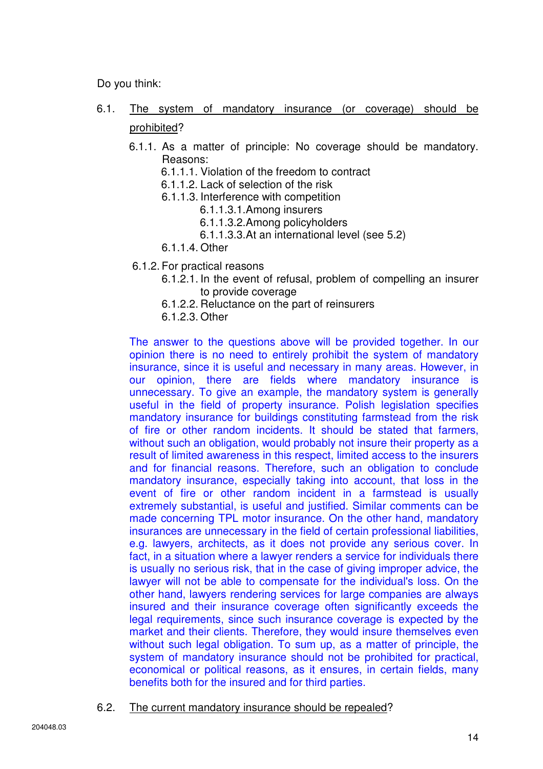Do you think:

6.1. <u>The system of mandatory insurance (or coverage) should be prohibited</u>?

- 6.1.1. As a matter of principle: No coverage should be mandatory. Reasons:
  - 6.1.1.1. Violation of the freedom to contract
  - 6.1.1.2. Lack of selection of the risk
  - 6.1.1.3. Interference with competition
    - 6.1.1.3.1. Among insurers
    - 6.1.1.3.2. Among policyholders
    - 6.1.1.3.3. At an international level (see 5.2)
  - 6.1.1.4. Other
- 6.1.2. For practical reasons
  - 6.1.2.1. In the event of refusal, problem of compelling an insurer to provide coverage
  - 6.1.2.2. Reluctance on the part of reinsurers
  - 6.1.2.3. Other

The answer to the questions above will be provided together. In our opinion there is no need to entirely prohibit the system of mandatory insurance, since it is useful and necessary in many areas. However, in our opinion, there are fields where mandatory insurance is unnecessary. To give an example, the mandatory system is generally useful in the field of property insurance. Polish legislation specifies mandatory insurance for buildings constituting farmstead from the risk of fire or other random incidents. It should be stated that farmers, without such an obligation, would probably not insure their property as a result of limited awareness in this respect, limited access to the insurers and for financial reasons. Therefore, such an obligation to conclude mandatory insurance, especially taking into account, that loss in the event of fire or other random incident in a farmstead is usually extremely substantial, is useful and justified. Similar comments can be made concerning TPL motor insurance. On the other hand, mandatory insurances are unnecessary in the field of certain professional liabilities, e.g. lawyers, architects, as it does not provide any serious cover. In fact, in a situation where a lawyer renders a service for individuals there is usually no serious risk, that in the case of giving improper advice, the lawyer will not be able to compensate for the individual's loss. On the other hand, lawyers rendering services for large companies are always insured and their insurance coverage often significantly exceeds the legal requirements, since such insurance coverage is expected by the market and their clients. Therefore, they would insure themselves even without such legal obligation. To sum up, as a matter of principle, the system of mandatory insurance should not be prohibited for practical, economical or political reasons, as it ensures, in certain fields, many benefits both for the insured and for third parties.

6.2. <u>The current mandatory insurance should be repealed</u>?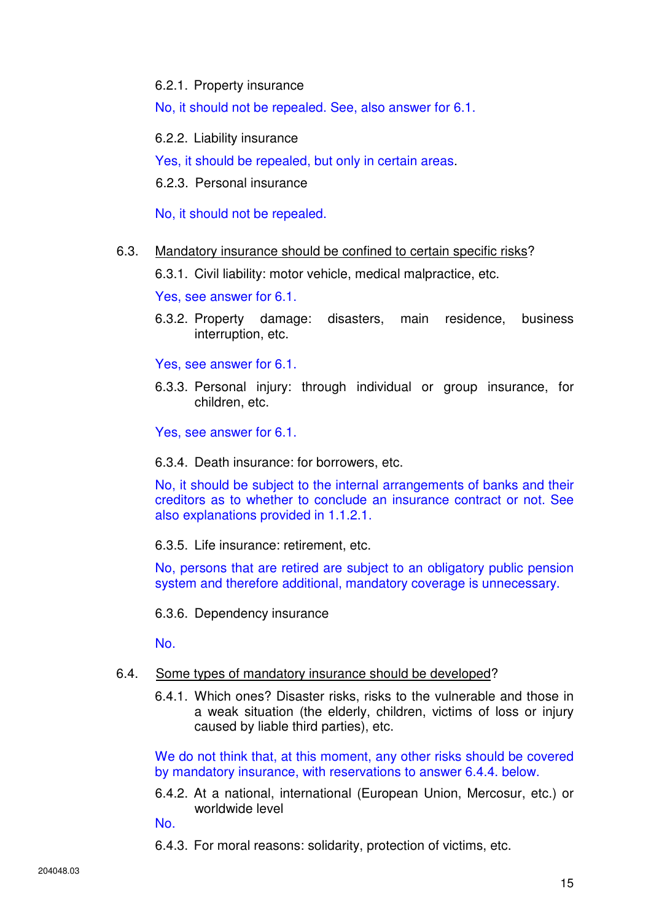6.2.1. Property insurance

No, it should not be repealed. See, also answer for 6.1.

6.2.2. Liability insurance

Yes, it should be repealed, but only in certain areas.

6.2.3. Personal insurance

No, it should not be repealed.

6.3. <u>Mandatory insurance should be confined to certain specific risks</u>?

6.3.1. Civil liability: motor vehicle, medical malpractice, etc.

Yes, see answer for 6.1.

6.3.2. Property damage: disasters, main residence, business interruption, etc.

Yes, see answer for 6.1.

6.3.3. Personal injury: through individual or group insurance, for children, etc.

Yes, see answer for 6.1.

6.3.4. Death insurance: for borrowers, etc.

No, it should be subject to the internal arrangements of banks and their creditors as to whether to conclude an insurance contract or not. See also explanations provided in 1.1.2.1.

6.3.5. Life insurance: retirement, etc.

No, persons that are retired are subject to an obligatory public pension system and therefore additional, mandatory coverage is unnecessary.

6.3.6. Dependency insurance

No.

6.4. <u>Some types of mandatory insurance should be developed</u>?

6.4.1. Which ones? Disaster risks, risks to the vulnerable and those in a weak situation (the elderly, children, victims of loss or injury caused by liable third parties), etc.

We do not think that, at this moment, any other risks should be covered by mandatory insurance, with reservations to answer 6.4.4. below.

6.4.2. At a national, international (European Union, Mercosur, etc.) or worldwide level

No.

6.4.3. For moral reasons: solidarity, protection of victims, etc.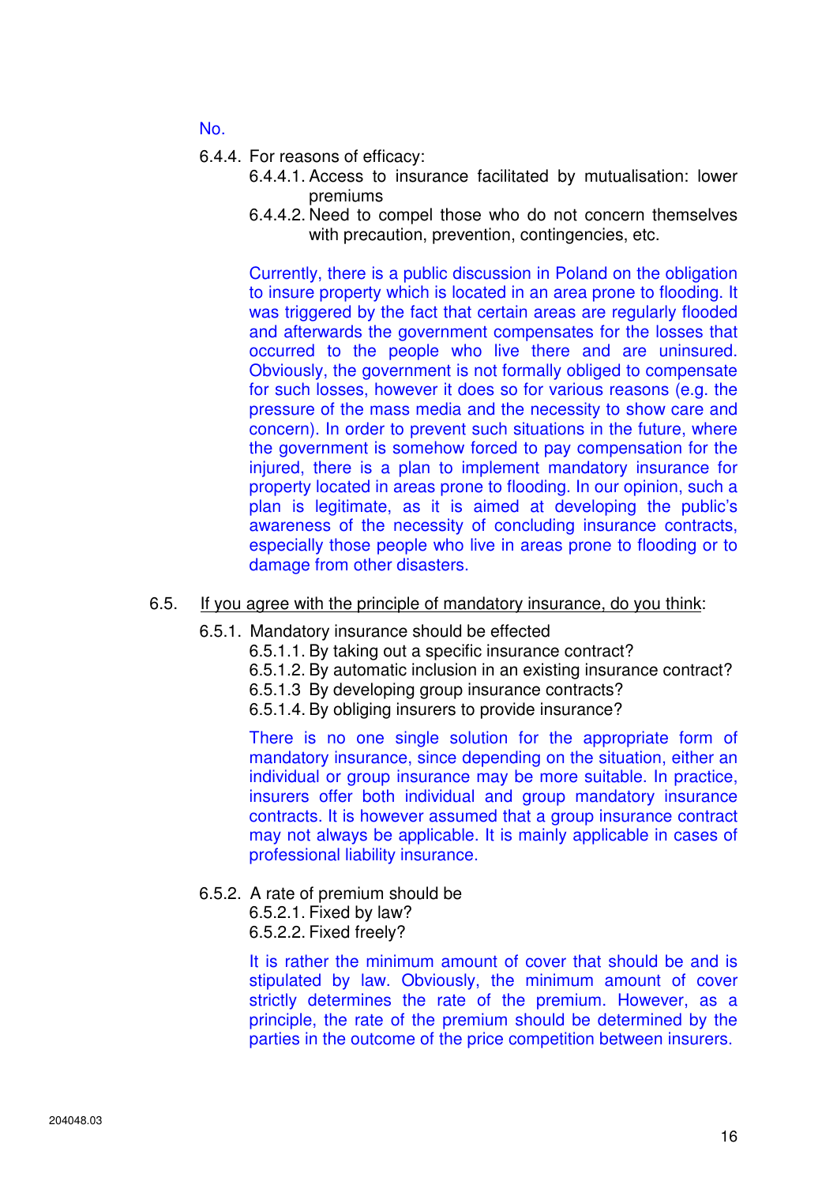No.

6.4.4. For reasons of efficacy:

6.4.4.1. Access to insurance facilitated by mutualisation: lower premiums

6.4.4.2. Need to compel those who do not concern themselves with precaution, prevention, contingencies, etc.

Currently, there is a public discussion in Poland on the obligation to insure property which is located in an area prone to flooding. It was triggered by the fact that certain areas are regularly flooded and afterwards the government compensates for the losses that occurred to the people who live there and are uninsured. Obviously, the government is not formally obliged to compensate for such losses, however it does so for various reasons (e.g. the pressure of the mass media and the necessity to show care and concern). In order to prevent such situations in the future, where the government is somehow forced to pay compensation for the injured, there is a plan to implement mandatory insurance for property located in areas prone to flooding. In our opinion, such a plan is legitimate, as it is aimed at developing the public's awareness of the necessity of concluding insurance contracts, especially those people who live in areas prone to flooding or to damage from other disasters.

6.5. <u>If you agree with the principle of mandatory insurance, do you think</u>:

6.5.1. Mandatory insurance should be effected

6.5.1.1. By taking out a specific insurance contract?

6.5.1.2. By automatic inclusion in an existing insurance contract?

6.5.1.3 By developing group insurance contracts?

6.5.1.4. By obliging insurers to provide insurance?

There is no one single solution for the appropriate form of mandatory insurance, since depending on the situation, either an individual or group insurance may be more suitable. In practice, insurers offer both individual and group mandatory insurance contracts. It is however assumed that a group insurance contract may not always be applicable. It is mainly applicable in cases of professional liability insurance.

6.5.2. A rate of premium should be

6.5.2.1. Fixed by law?

6.5.2.2. Fixed freely?

It is rather the minimum amount of cover that should be and is stipulated by law. Obviously, the minimum amount of cover strictly determines the rate of the premium. However, as a principle, the rate of the premium should be determined by the parties in the outcome of the price competition between insurers.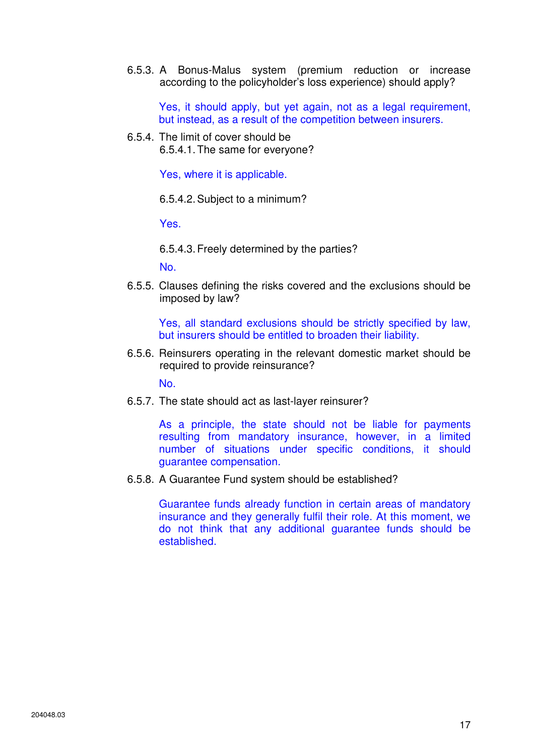6.5.3. A Bonus-Malus system (premium reduction or increase according to the policyholder's loss experience) should apply?

Yes, it should apply, but yet again, not as a legal requirement, but instead, as a result of the competition between insurers.

6.5.4. The limit of cover should be

6.5.4.1. The same for everyone?

Yes, where it is applicable.

6.5.4.2. Subject to a minimum?

Yes.

6.5.4.3. Freely determined by the parties?

No.

6.5.5. Clauses defining the risks covered and the exclusions should be imposed by law?

Yes, all standard exclusions should be strictly specified by law, but insurers should be entitled to broaden their liability.

6.5.6. Reinsurers operating in the relevant domestic market should be required to provide reinsurance?

No.

6.5.7. The state should act as last-layer reinsurer?

As a principle, the state should not be liable for payments resulting from mandatory insurance, however, in a limited number of situations under specific conditions, it should guarantee compensation.

6.5.8. A Guarantee Fund system should be established?

Guarantee funds already function in certain areas of mandatory insurance and they generally fulfil their role. At this moment, we do not think that any additional guarantee funds should be established.

204048.03